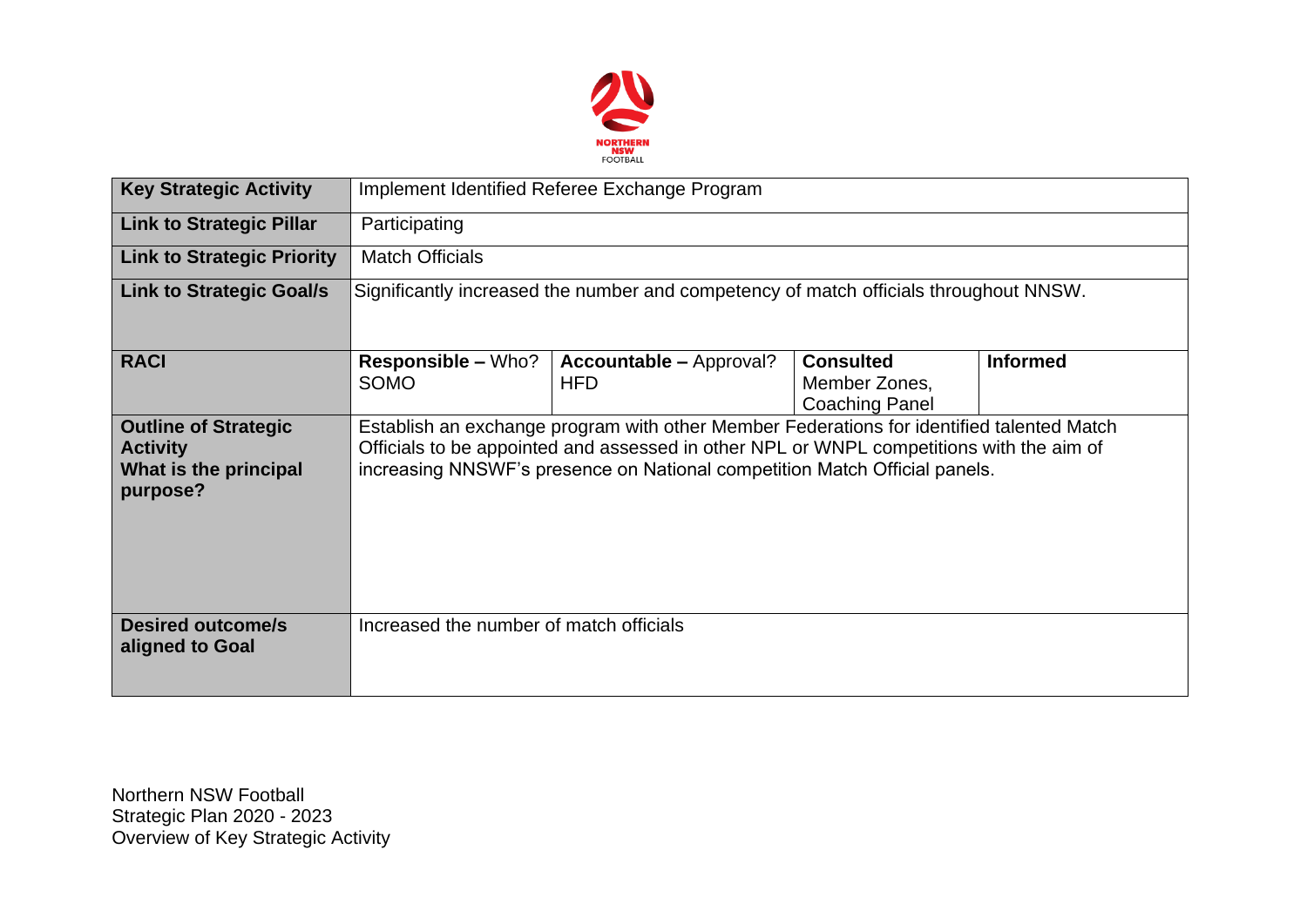NORTHERN NSW FOOTBALL

| Key Strategic Activity | Implement Identified Referee Exchange Program | | | |
|---|---|---|---|---|
| **Link to Strategic Pillar** | Participating | | | |
| **Link to Strategic Priority** | Match Officials | | | |
| **Link to Strategic Goal/s** | Significantly increased the number and competency of match officials throughout NNSW. | | | |
| **RACI** | **Responsible –** Who?<br>SOMO | **Accountable –** Approval?<br>HFD | **Consulted**<br>Member Zones, Coaching Panel | **Informed** |
| **Outline of Strategic Activity<br>What is the principal purpose?** | Establish an exchange program with other Member Federations for identified talented Match Officials to be appointed and assessed in other NPL or WNPL competitions with the aim of increasing NNSWF's presence on National competition Match Official panels. | | | |
| **Desired outcome/s aligned to Goal** | Increased the number of match officials | | | |

Northern NSW Football
Strategic Plan 2020 - 2023
Overview of Key Strategic Activity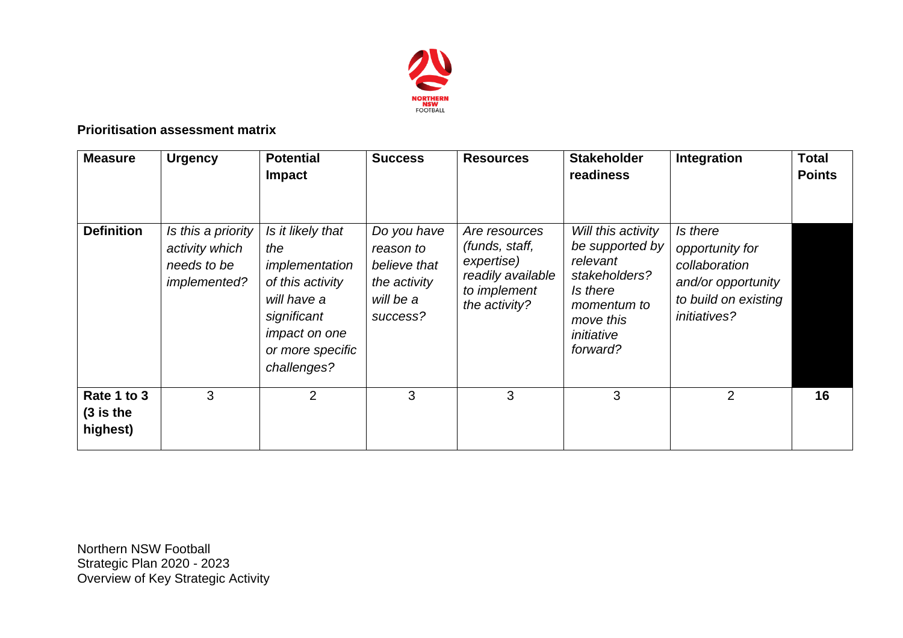**Prioritisation assessment matrix**

| Measure | Urgency | Potential Impact | Success | Resources | Stakeholder readiness | Integration | Total Points |
|---|---|---|---|---|---|---|---|
| **Definition** | *Is this a priority activity which needs to be implemented?* | *Is it likely that the implementation of this activity will have a significant impact on one or more specific challenges?* | *Do you have reason to believe that the activity will be a success?* | *Are resources (funds, staff, expertise) readily available to implement the activity?* | *Will this activity be supported by relevant stakeholders? Is there momentum to move this initiative forward?* | *Is there opportunity for collaboration and/or opportunity to build on existing initiatives?* | |
| **Rate 1 to 3 (3 is the highest)** | 3 | 2 | 3 | 3 | 3 | 2 | **16** |

Northern NSW Football
Strategic Plan 2020 - 2023
Overview of Key Strategic Activity